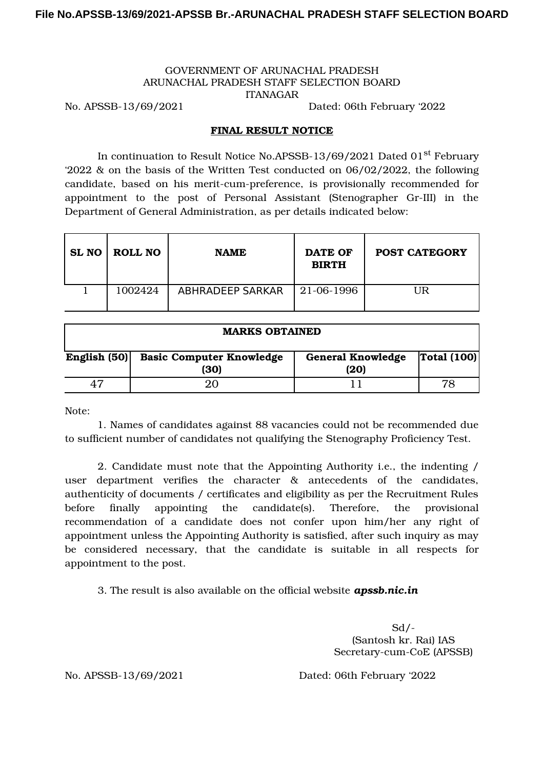GOVERNMENT OF ARUNACHAL PRADESH
ARUNACHAL PRADESH STAFF SELECTION BOARD
ITANAGAR

No. APSSB-13/69/2021 Dated: 06th February '2022

## FINAL RESULT NOTICE

In continuation to Result Notice No.APSSB-13/69/2021 Dated 01st February '2022 & on the basis of the Written Test conducted on 06/02/2022, the following candidate, based on his merit-cum-preference, is provisionally recommended for appointment to the post of Personal Assistant (Stenographer Gr-III) in the Department of General Administration, as per details indicated below:

| SL NO | ROLL NO | NAME | DATE OF BIRTH | POST CATEGORY |
|---|---|---|---|---|
| 1 | 1002424 | ABHRADEEP SARKAR | 21-06-1996 | UR |

| MARKS OBTAINED | | | |
|---|---|---|---|
| **English (50)** | **Basic Computer Knowledge (30)** | **General Knowledge (20)** | **Total (100)** |
| 47 | 20 | 11 | 78 |

Note:

1. Names of candidates against 88 vacancies could not be recommended due to sufficient number of candidates not qualifying the Stenography Proficiency Test.

2. Candidate must note that the Appointing Authority i.e., the indenting / user department verifies the character & antecedents of the candidates, authenticity of documents / certificates and eligibility as per the Recruitment Rules before finally appointing the candidate(s). Therefore, the provisional recommendation of a candidate does not confer upon him/her any right of appointment unless the Appointing Authority is satisfied, after such inquiry as may be considered necessary, that the candidate is suitable in all respects for appointment to the post.

3. The result is also available on the official website ***apssb.nic.in***

Sd/-
(Santosh kr. Rai) IAS
Secretary-cum-CoE (APSSB)

No. APSSB-13/69/2021 Dated: 06th February '2022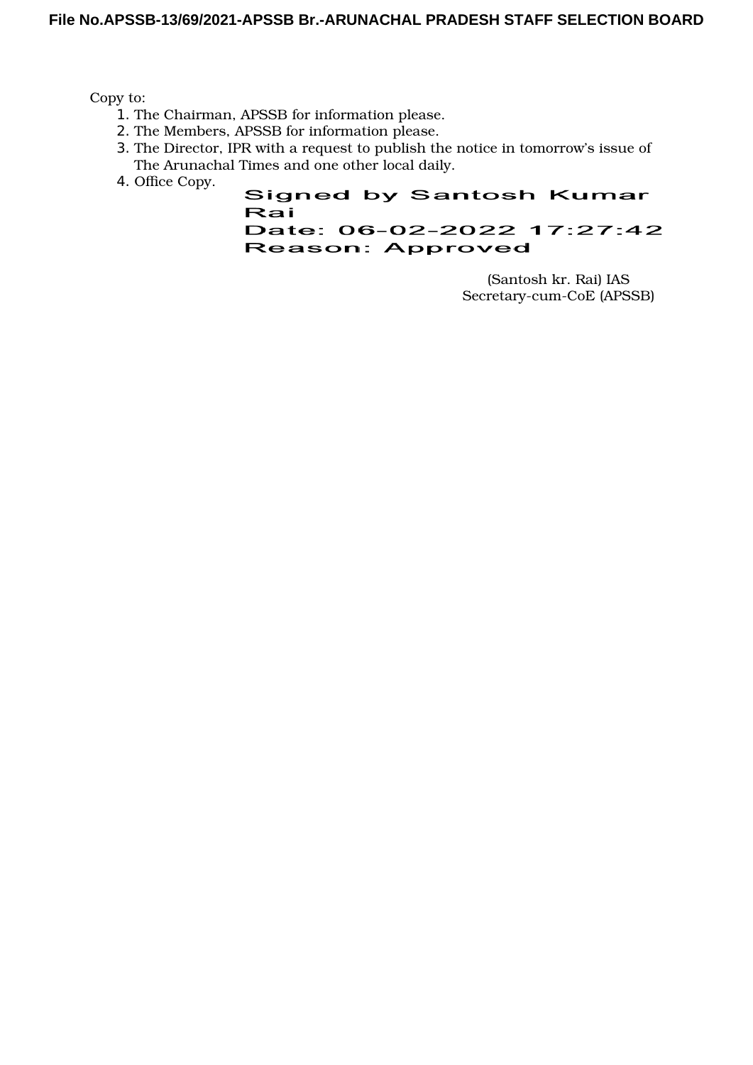Copy to:

1. The Chairman, APSSB for information please.
2. The Members, APSSB for information please.
3. The Director, IPR with a request to publish the notice in tomorrow's issue of The Arunachal Times and one other local daily.
4. Office Copy.

Signed by Santosh Kumar Rai
Date: 06-02-2022 17:27:42
Reason: Approved

(Santosh kr. Rai) IAS
Secretary-cum-CoE (APSSB)